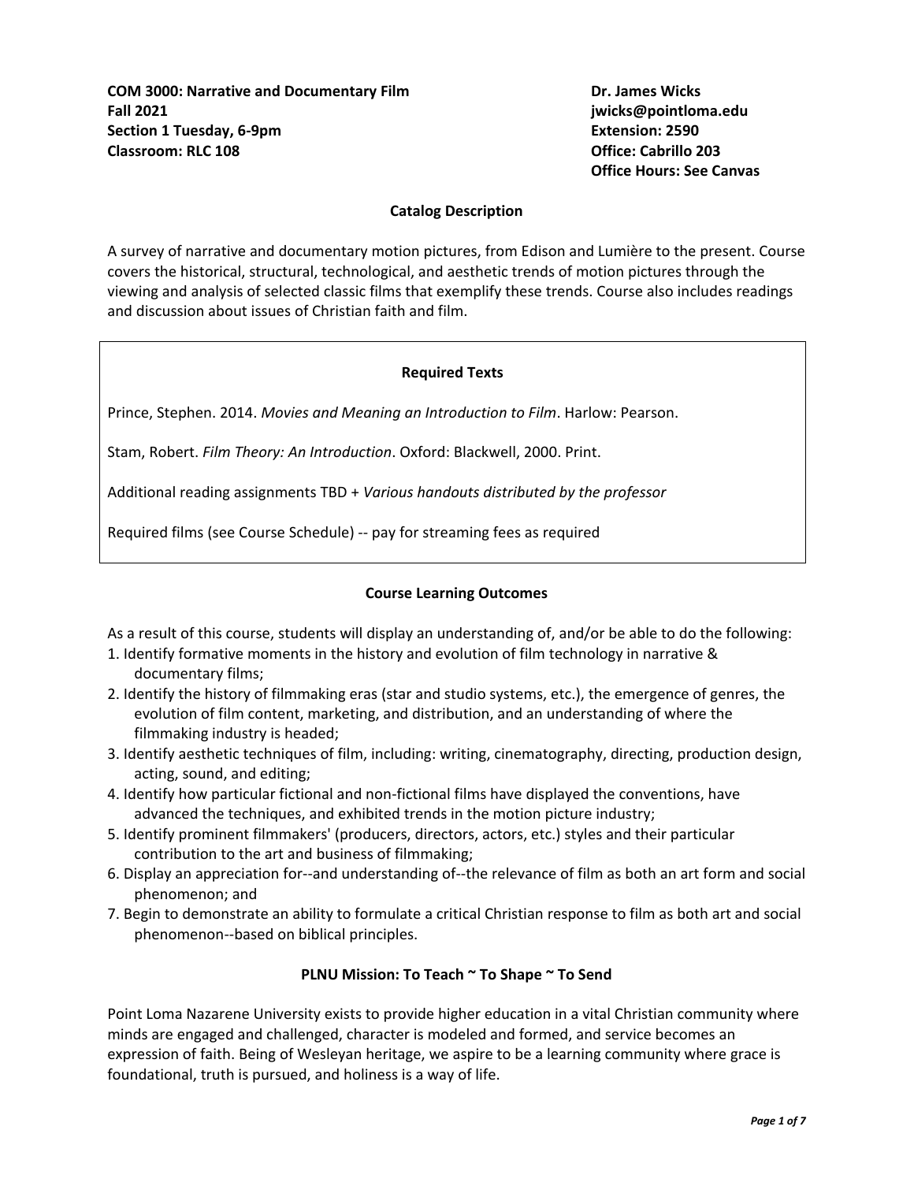**COM 3000: Narrative and Documentary Film**
**Fall 2021**
**Section 1 Tuesday, 6-9pm**
**Classroom: RLC 108**

**Dr. James Wicks**
**jwicks@pointloma.edu**
**Extension: 2590**
**Office: Cabrillo 203**
**Office Hours: See Canvas**

## Catalog Description

A survey of narrative and documentary motion pictures, from Edison and Lumière to the present. Course covers the historical, structural, technological, and aesthetic trends of motion pictures through the viewing and analysis of selected classic films that exemplify these trends. Course also includes readings and discussion about issues of Christian faith and film.

## Required Texts

Prince, Stephen. 2014. *Movies and Meaning an Introduction to Film*. Harlow: Pearson.

Stam, Robert. *Film Theory: An Introduction*. Oxford: Blackwell, 2000. Print.

Additional reading assignments TBD + *Various handouts distributed by the professor*

Required films (see Course Schedule) -- pay for streaming fees as required

## Course Learning Outcomes

As a result of this course, students will display an understanding of, and/or be able to do the following:

1. Identify formative moments in the history and evolution of film technology in narrative & documentary films;
2. Identify the history of filmmaking eras (star and studio systems, etc.), the emergence of genres, the evolution of film content, marketing, and distribution, and an understanding of where the filmmaking industry is headed;
3. Identify aesthetic techniques of film, including: writing, cinematography, directing, production design, acting, sound, and editing;
4. Identify how particular fictional and non-fictional films have displayed the conventions, have advanced the techniques, and exhibited trends in the motion picture industry;
5. Identify prominent filmmakers' (producers, directors, actors, etc.) styles and their particular contribution to the art and business of filmmaking;
6. Display an appreciation for--and understanding of--the relevance of film as both an art form and social phenomenon; and
7. Begin to demonstrate an ability to formulate a critical Christian response to film as both art and social phenomenon--based on biblical principles.

## PLNU Mission: To Teach ~ To Shape ~ To Send

Point Loma Nazarene University exists to provide higher education in a vital Christian community where minds are engaged and challenged, character is modeled and formed, and service becomes an expression of faith. Being of Wesleyan heritage, we aspire to be a learning community where grace is foundational, truth is pursued, and holiness is a way of life.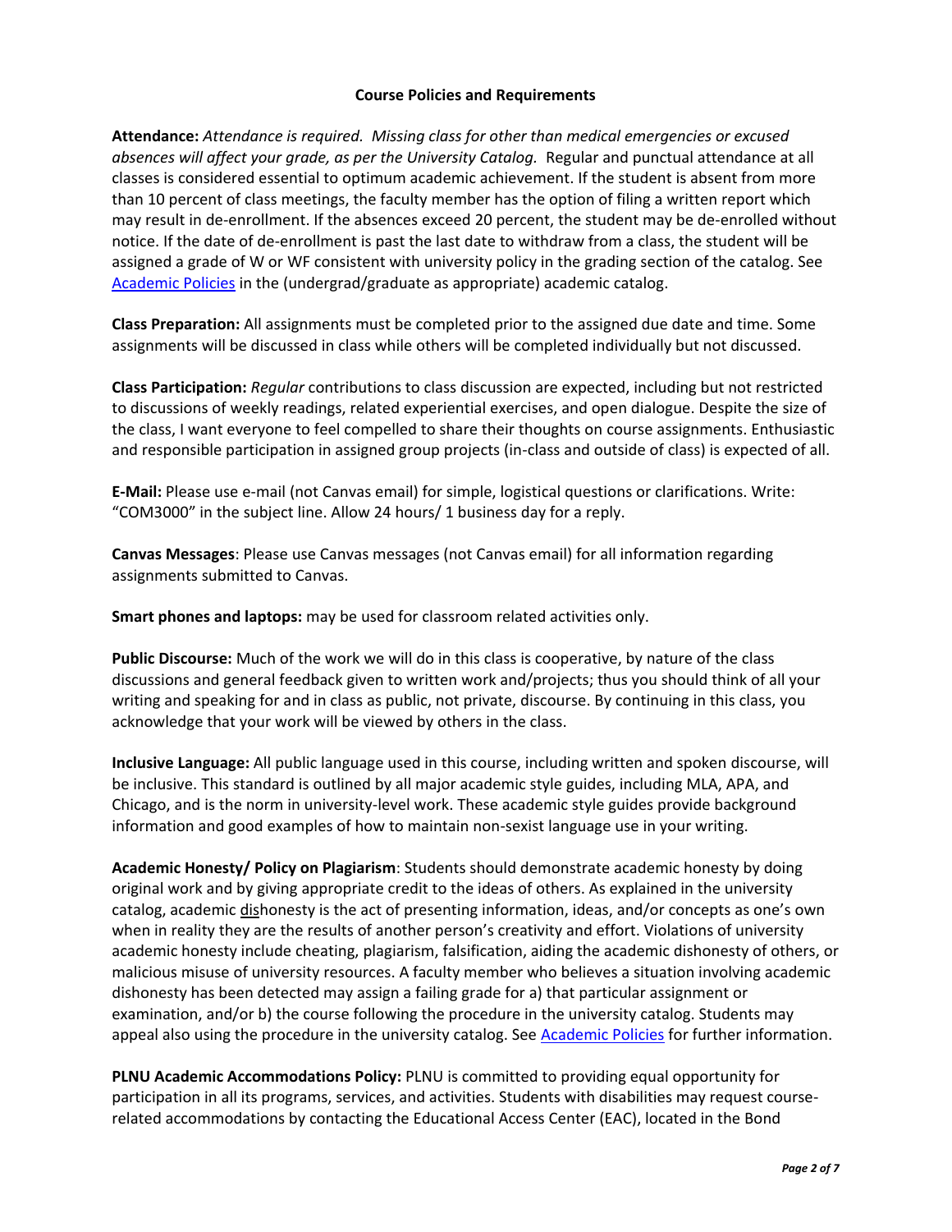**Course Policies and Requirements**

**Attendance:** *Attendance is required. Missing class for other than medical emergencies or excused absences will affect your grade, as per the University Catalog.* Regular and punctual attendance at all classes is considered essential to optimum academic achievement. If the student is absent from more than 10 percent of class meetings, the faculty member has the option of filing a written report which may result in de-enrollment. If the absences exceed 20 percent, the student may be de-enrolled without notice. If the date of de-enrollment is past the last date to withdraw from a class, the student will be assigned a grade of W or WF consistent with university policy in the grading section of the catalog. See [Academic Policies] in the (undergrad/graduate as appropriate) academic catalog.

**Class Preparation:** All assignments must be completed prior to the assigned due date and time. Some assignments will be discussed in class while others will be completed individually but not discussed.

**Class Participation:** *Regular* contributions to class discussion are expected, including but not restricted to discussions of weekly readings, related experiential exercises, and open dialogue. Despite the size of the class, I want everyone to feel compelled to share their thoughts on course assignments. Enthusiastic and responsible participation in assigned group projects (in-class and outside of class) is expected of all.

**E-Mail:** Please use e-mail (not Canvas email) for simple, logistical questions or clarifications. Write: "COM3000" in the subject line. Allow 24 hours/ 1 business day for a reply.

**Canvas Messages**: Please use Canvas messages (not Canvas email) for all information regarding assignments submitted to Canvas.

**Smart phones and laptops:** may be used for classroom related activities only.

**Public Discourse:** Much of the work we will do in this class is cooperative, by nature of the class discussions and general feedback given to written work and/projects; thus you should think of all your writing and speaking for and in class as public, not private, discourse. By continuing in this class, you acknowledge that your work will be viewed by others in the class.

**Inclusive Language:** All public language used in this course, including written and spoken discourse, will be inclusive. This standard is outlined by all major academic style guides, including MLA, APA, and Chicago, and is the norm in university-level work. These academic style guides provide background information and good examples of how to maintain non-sexist language use in your writing.

**Academic Honesty/ Policy on Plagiarism**: Students should demonstrate academic honesty by doing original work and by giving appropriate credit to the ideas of others. As explained in the university catalog, academic dishonesty is the act of presenting information, ideas, and/or concepts as one's own when in reality they are the results of another person's creativity and effort. Violations of university academic honesty include cheating, plagiarism, falsification, aiding the academic dishonesty of others, or malicious misuse of university resources. A faculty member who believes a situation involving academic dishonesty has been detected may assign a failing grade for a) that particular assignment or examination, and/or b) the course following the procedure in the university catalog. Students may appeal also using the procedure in the university catalog. See [Academic Policies] for further information.

**PLNU Academic Accommodations Policy:** PLNU is committed to providing equal opportunity for participation in all its programs, services, and activities. Students with disabilities may request course-related accommodations by contacting the Educational Access Center (EAC), located in the Bond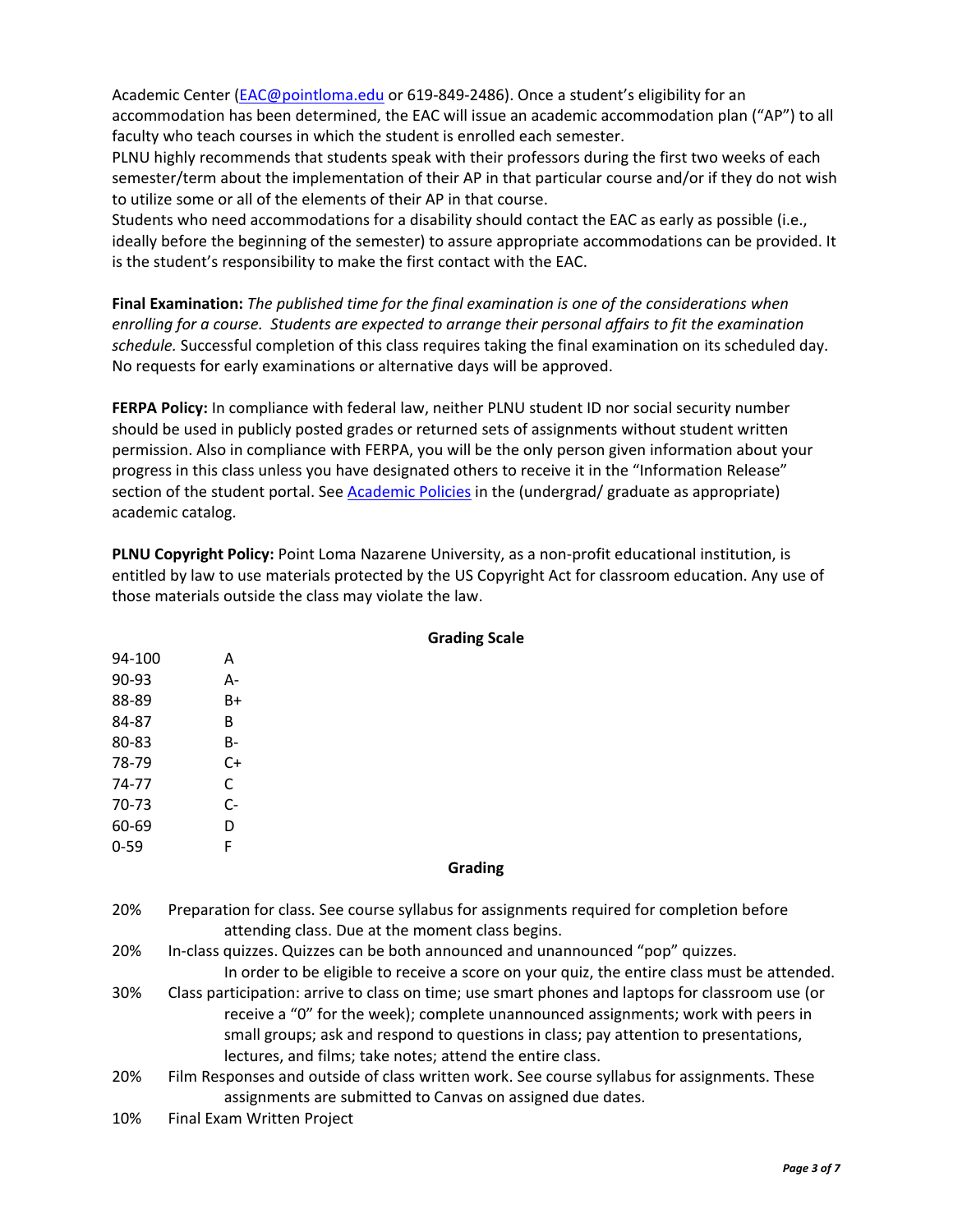Academic Center (EAC@pointloma.edu or 619-849-2486). Once a student's eligibility for an accommodation has been determined, the EAC will issue an academic accommodation plan ("AP") to all faculty who teach courses in which the student is enrolled each semester.

PLNU highly recommends that students speak with their professors during the first two weeks of each semester/term about the implementation of their AP in that particular course and/or if they do not wish to utilize some or all of the elements of their AP in that course.

Students who need accommodations for a disability should contact the EAC as early as possible (i.e., ideally before the beginning of the semester) to assure appropriate accommodations can be provided. It is the student's responsibility to make the first contact with the EAC.

**Final Examination:** *The published time for the final examination is one of the considerations when enrolling for a course. Students are expected to arrange their personal affairs to fit the examination schedule.* Successful completion of this class requires taking the final examination on its scheduled day. No requests for early examinations or alternative days will be approved.

**FERPA Policy:** In compliance with federal law, neither PLNU student ID nor social security number should be used in publicly posted grades or returned sets of assignments without student written permission. Also in compliance with FERPA, you will be the only person given information about your progress in this class unless you have designated others to receive it in the "Information Release" section of the student portal. See Academic Policies in the (undergrad/ graduate as appropriate) academic catalog.

**PLNU Copyright Policy:** Point Loma Nazarene University, as a non-profit educational institution, is entitled by law to use materials protected by the US Copyright Act for classroom education. Any use of those materials outside the class may violate the law.

**Grading Scale**

| | |
|---|---|
| 94-100 | A |
| 90-93 | A- |
| 88-89 | B+ |
| 84-87 | B |
| 80-83 | B- |
| 78-79 | C+ |
| 74-77 | C |
| 70-73 | C- |
| 60-69 | D |
| 0-59 | F |

**Grading**

20% Preparation for class. See course syllabus for assignments required for completion before attending class. Due at the moment class begins.

20% In-class quizzes. Quizzes can be both announced and unannounced "pop" quizzes. In order to be eligible to receive a score on your quiz, the entire class must be attended.

30% Class participation: arrive to class on time; use smart phones and laptops for classroom use (or receive a "0" for the week); complete unannounced assignments; work with peers in small groups; ask and respond to questions in class; pay attention to presentations, lectures, and films; take notes; attend the entire class.

20% Film Responses and outside of class written work. See course syllabus for assignments. These assignments are submitted to Canvas on assigned due dates.

10% Final Exam Written Project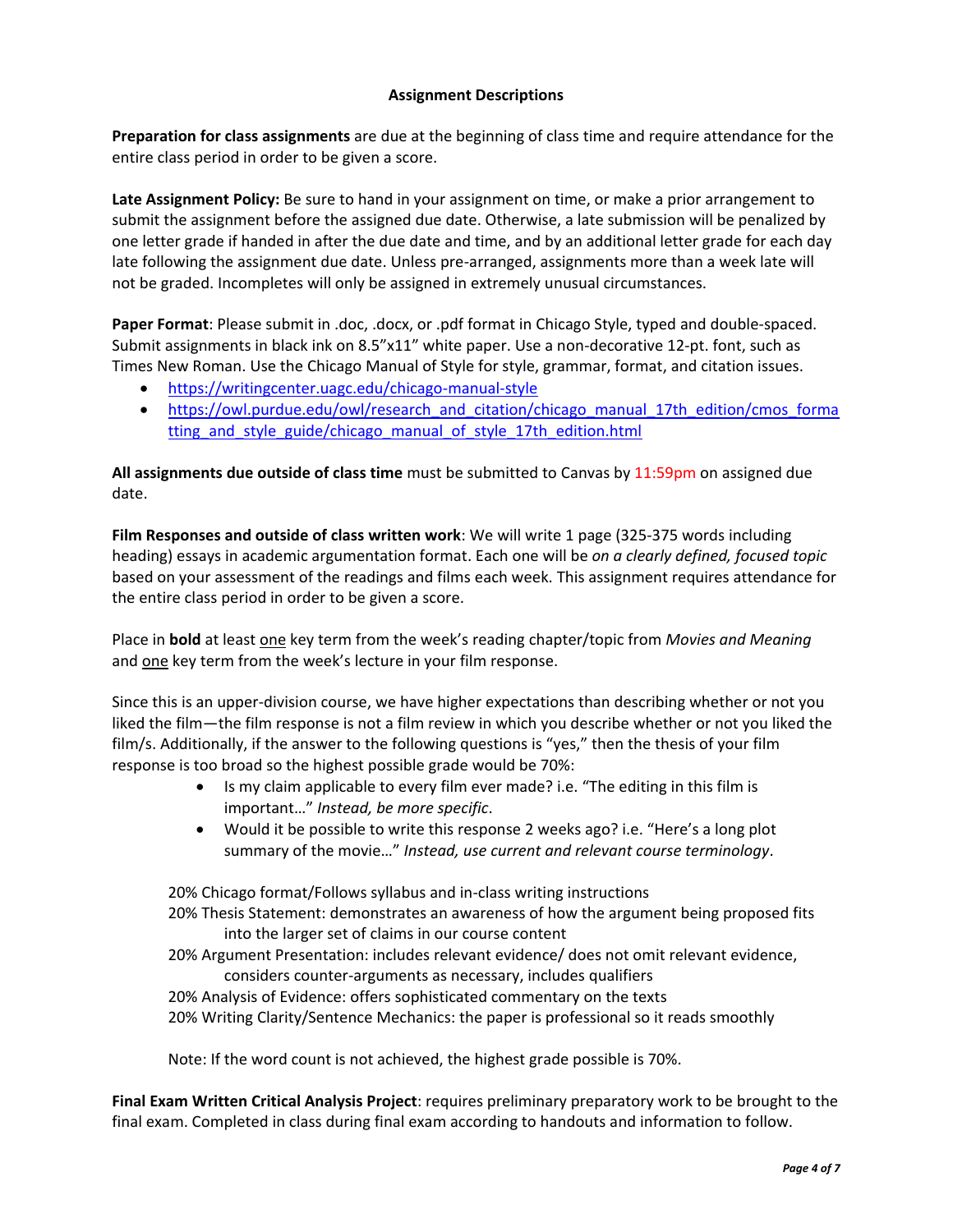## Assignment Descriptions

**Preparation for class assignments** are due at the beginning of class time and require attendance for the entire class period in order to be given a score.

**Late Assignment Policy:** Be sure to hand in your assignment on time, or make a prior arrangement to submit the assignment before the assigned due date. Otherwise, a late submission will be penalized by one letter grade if handed in after the due date and time, and by an additional letter grade for each day late following the assignment due date. Unless pre-arranged, assignments more than a week late will not be graded. Incompletes will only be assigned in extremely unusual circumstances.

**Paper Format**: Please submit in .doc, .docx, or .pdf format in Chicago Style, typed and double-spaced. Submit assignments in black ink on 8.5"x11" white paper. Use a non-decorative 12-pt. font, such as Times New Roman. Use the Chicago Manual of Style for style, grammar, format, and citation issues.

- https://writingcenter.uagc.edu/chicago-manual-style
- https://owl.purdue.edu/owl/research_and_citation/chicago_manual_17th_edition/cmos_formatting_and_style_guide/chicago_manual_of_style_17th_edition.html

**All assignments due outside of class time** must be submitted to Canvas by 11:59pm on assigned due date.

**Film Responses and outside of class written work**: We will write 1 page (325-375 words including heading) essays in academic argumentation format. Each one will be *on a clearly defined, focused topic* based on your assessment of the readings and films each week. This assignment requires attendance for the entire class period in order to be given a score.

Place in **bold** at least one key term from the week's reading chapter/topic from *Movies and Meaning* and one key term from the week's lecture in your film response.

Since this is an upper-division course, we have higher expectations than describing whether or not you liked the film—the film response is not a film review in which you describe whether or not you liked the film/s. Additionally, if the answer to the following questions is "yes," then the thesis of your film response is too broad so the highest possible grade would be 70%:

- Is my claim applicable to every film ever made? i.e. "The editing in this film is important…" *Instead, be more specific*.
- Would it be possible to write this response 2 weeks ago? i.e. "Here's a long plot summary of the movie…" *Instead, use current and relevant course terminology*.

20% Chicago format/Follows syllabus and in-class writing instructions
20% Thesis Statement: demonstrates an awareness of how the argument being proposed fits into the larger set of claims in our course content
20% Argument Presentation: includes relevant evidence/ does not omit relevant evidence, considers counter-arguments as necessary, includes qualifiers
20% Analysis of Evidence: offers sophisticated commentary on the texts
20% Writing Clarity/Sentence Mechanics: the paper is professional so it reads smoothly

Note: If the word count is not achieved, the highest grade possible is 70%.

**Final Exam Written Critical Analysis Project**: requires preliminary preparatory work to be brought to the final exam. Completed in class during final exam according to handouts and information to follow.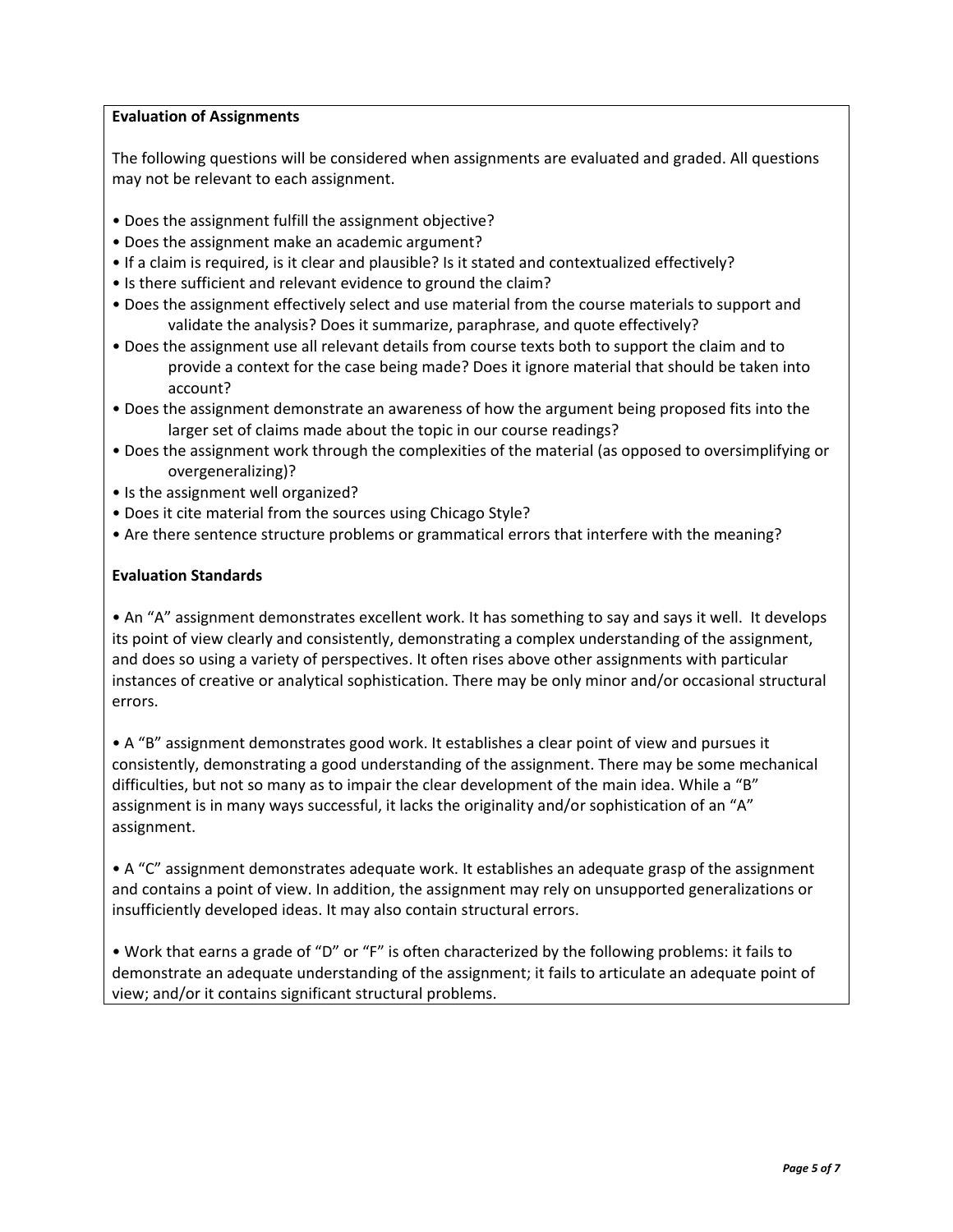**Evaluation of Assignments**

The following questions will be considered when assignments are evaluated and graded. All questions may not be relevant to each assignment.

- Does the assignment fulfill the assignment objective?
- Does the assignment make an academic argument?
- If a claim is required, is it clear and plausible? Is it stated and contextualized effectively?
- Is there sufficient and relevant evidence to ground the claim?
- Does the assignment effectively select and use material from the course materials to support and validate the analysis? Does it summarize, paraphrase, and quote effectively?
- Does the assignment use all relevant details from course texts both to support the claim and to provide a context for the case being made? Does it ignore material that should be taken into account?
- Does the assignment demonstrate an awareness of how the argument being proposed fits into the larger set of claims made about the topic in our course readings?
- Does the assignment work through the complexities of the material (as opposed to oversimplifying or overgeneralizing)?
- Is the assignment well organized?
- Does it cite material from the sources using Chicago Style?
- Are there sentence structure problems or grammatical errors that interfere with the meaning?

**Evaluation Standards**

• An "A" assignment demonstrates excellent work. It has something to say and says it well. It develops its point of view clearly and consistently, demonstrating a complex understanding of the assignment, and does so using a variety of perspectives. It often rises above other assignments with particular instances of creative or analytical sophistication. There may be only minor and/or occasional structural errors.

• A "B" assignment demonstrates good work. It establishes a clear point of view and pursues it consistently, demonstrating a good understanding of the assignment. There may be some mechanical difficulties, but not so many as to impair the clear development of the main idea. While a "B" assignment is in many ways successful, it lacks the originality and/or sophistication of an "A" assignment.

• A "C" assignment demonstrates adequate work. It establishes an adequate grasp of the assignment and contains a point of view. In addition, the assignment may rely on unsupported generalizations or insufficiently developed ideas. It may also contain structural errors.

• Work that earns a grade of "D" or "F" is often characterized by the following problems: it fails to demonstrate an adequate understanding of the assignment; it fails to articulate an adequate point of view; and/or it contains significant structural problems.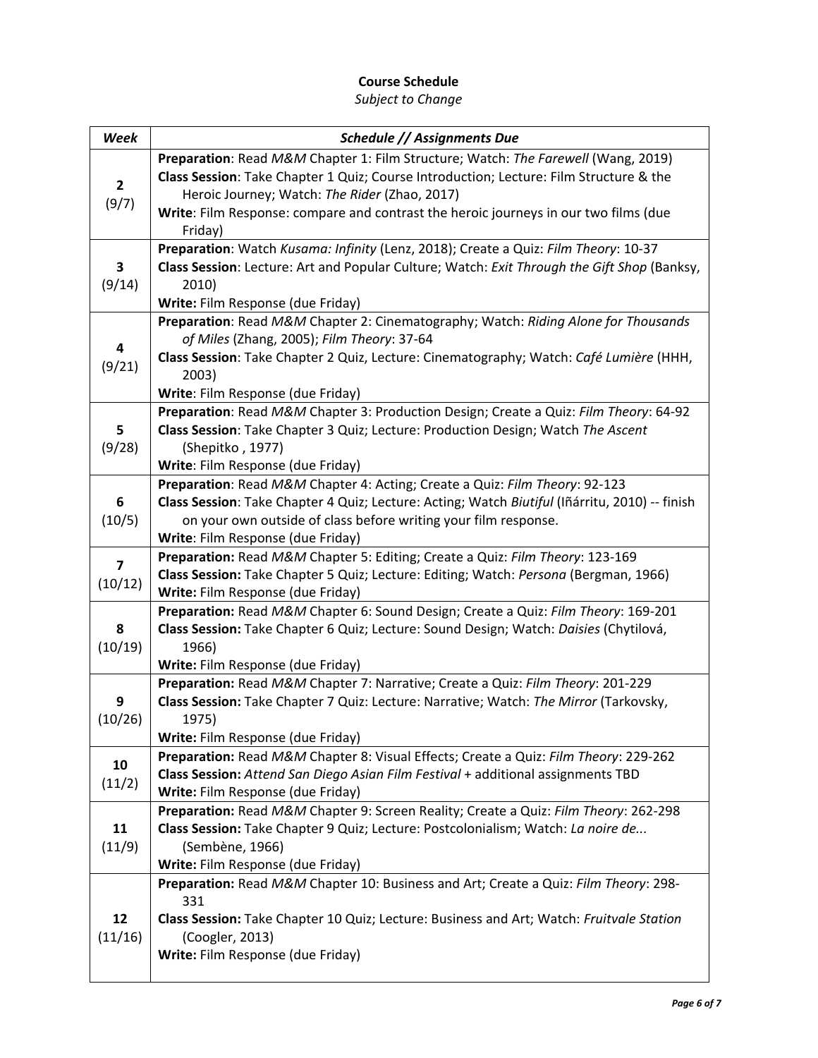**Course Schedule**

*Subject to Change*

| *Week* | *Schedule // Assignments Due* |
|---|---|
| **2** (9/7) | **Preparation**: Read *M&M* Chapter 1: Film Structure; Watch: *The Farewell* (Wang, 2019)<br>**Class Session**: Take Chapter 1 Quiz; Course Introduction; Lecture: Film Structure & the Heroic Journey; Watch: *The Rider* (Zhao, 2017)<br>**Write**: Film Response: compare and contrast the heroic journeys in our two films (due Friday) |
| **3** (9/14) | **Preparation**: Watch *Kusama: Infinity* (Lenz, 2018); Create a Quiz: *Film Theory*: 10-37<br>**Class Session**: Lecture: Art and Popular Culture; Watch: *Exit Through the Gift Shop* (Banksy, 2010)<br>**Write:** Film Response (due Friday) |
| **4** (9/21) | **Preparation**: Read *M&M* Chapter 2: Cinematography; Watch: *Riding Alone for Thousands of Miles* (Zhang, 2005); *Film Theory*: 37-64<br>**Class Session**: Take Chapter 2 Quiz, Lecture: Cinematography; Watch: *Café Lumière* (HHH, 2003)<br>**Write**: Film Response (due Friday) |
| **5** (9/28) | **Preparation**: Read *M&M* Chapter 3: Production Design; Create a Quiz: *Film Theory*: 64-92<br>**Class Session**: Take Chapter 3 Quiz; Lecture: Production Design; Watch *The Ascent* (Shepitko , 1977)<br>**Write**: Film Response (due Friday) |
| **6** (10/5) | **Preparation**: Read *M&M* Chapter 4: Acting; Create a Quiz: *Film Theory*: 92-123<br>**Class Session**: Take Chapter 4 Quiz; Lecture: Acting; Watch *Biutiful* (Iñárritu, 2010) -- finish on your own outside of class before writing your film response.<br>**Write**: Film Response (due Friday) |
| **7** (10/12) | **Preparation:** Read *M&M* Chapter 5: Editing; Create a Quiz: *Film Theory*: 123-169<br>**Class Session:** Take Chapter 5 Quiz; Lecture: Editing; Watch: *Persona* (Bergman, 1966)<br>**Write:** Film Response (due Friday) |
| **8** (10/19) | **Preparation:** Read *M&M* Chapter 6: Sound Design; Create a Quiz: *Film Theory*: 169-201<br>**Class Session:** Take Chapter 6 Quiz; Lecture: Sound Design; Watch: *Daisies* (Chytilová, 1966)<br>**Write:** Film Response (due Friday) |
| **9** (10/26) | **Preparation:** Read *M&M* Chapter 7: Narrative; Create a Quiz: *Film Theory*: 201-229<br>**Class Session:** Take Chapter 7 Quiz: Lecture: Narrative; Watch: *The Mirror* (Tarkovsky, 1975)<br>**Write:** Film Response (due Friday) |
| **10** (11/2) | **Preparation:** Read *M&M* Chapter 8: Visual Effects; Create a Quiz: *Film Theory*: 229-262<br>**Class Session:** *Attend San Diego Asian Film Festival* + additional assignments TBD<br>**Write:** Film Response (due Friday) |
| **11** (11/9) | **Preparation:** Read *M&M* Chapter 9: Screen Reality; Create a Quiz: *Film Theory*: 262-298<br>**Class Session:** Take Chapter 9 Quiz; Lecture: Postcolonialism; Watch: *La noire de...* (Sembène, 1966)<br>**Write:** Film Response (due Friday) |
| **12** (11/16) | **Preparation:** Read *M&M* Chapter 10: Business and Art; Create a Quiz: *Film Theory*: 298-331<br>**Class Session:** Take Chapter 10 Quiz; Lecture: Business and Art; Watch: *Fruitvale Station* (Coogler, 2013)<br>**Write:** Film Response (due Friday) |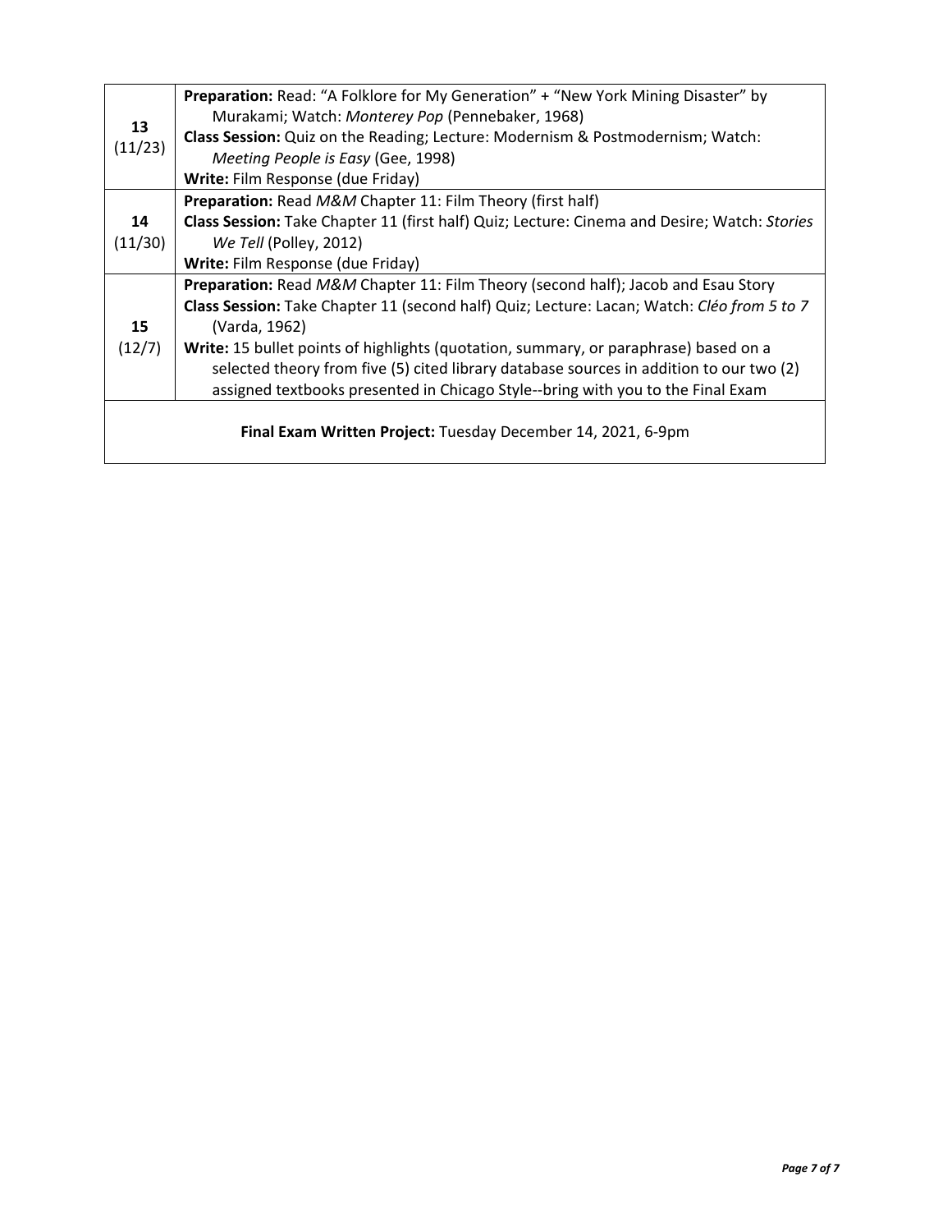| | |
|---|---|
| **13** (11/23) | **Preparation:** Read: "A Folklore for My Generation" + "New York Mining Disaster" by Murakami; Watch: *Monterey Pop* (Pennebaker, 1968)<br>**Class Session:** Quiz on the Reading; Lecture: Modernism & Postmodernism; Watch: *Meeting People is Easy* (Gee, 1998)<br>**Write:** Film Response (due Friday) |
| **14** (11/30) | **Preparation:** Read *M&M* Chapter 11: Film Theory (first half)<br>**Class Session:** Take Chapter 11 (first half) Quiz; Lecture: Cinema and Desire; Watch: *Stories We Tell* (Polley, 2012)<br>**Write:** Film Response (due Friday) |
| **15** (12/7) | **Preparation:** Read *M&M* Chapter 11: Film Theory (second half); Jacob and Esau Story<br>**Class Session:** Take Chapter 11 (second half) Quiz; Lecture: Lacan; Watch: *Cléo from 5 to 7* (Varda, 1962)<br>**Write:** 15 bullet points of highlights (quotation, summary, or paraphrase) based on a selected theory from five (5) cited library database sources in addition to our two (2) assigned textbooks presented in Chicago Style--bring with you to the Final Exam |
| **Final Exam Written Project:** Tuesday December 14, 2021, 6-9pm | |